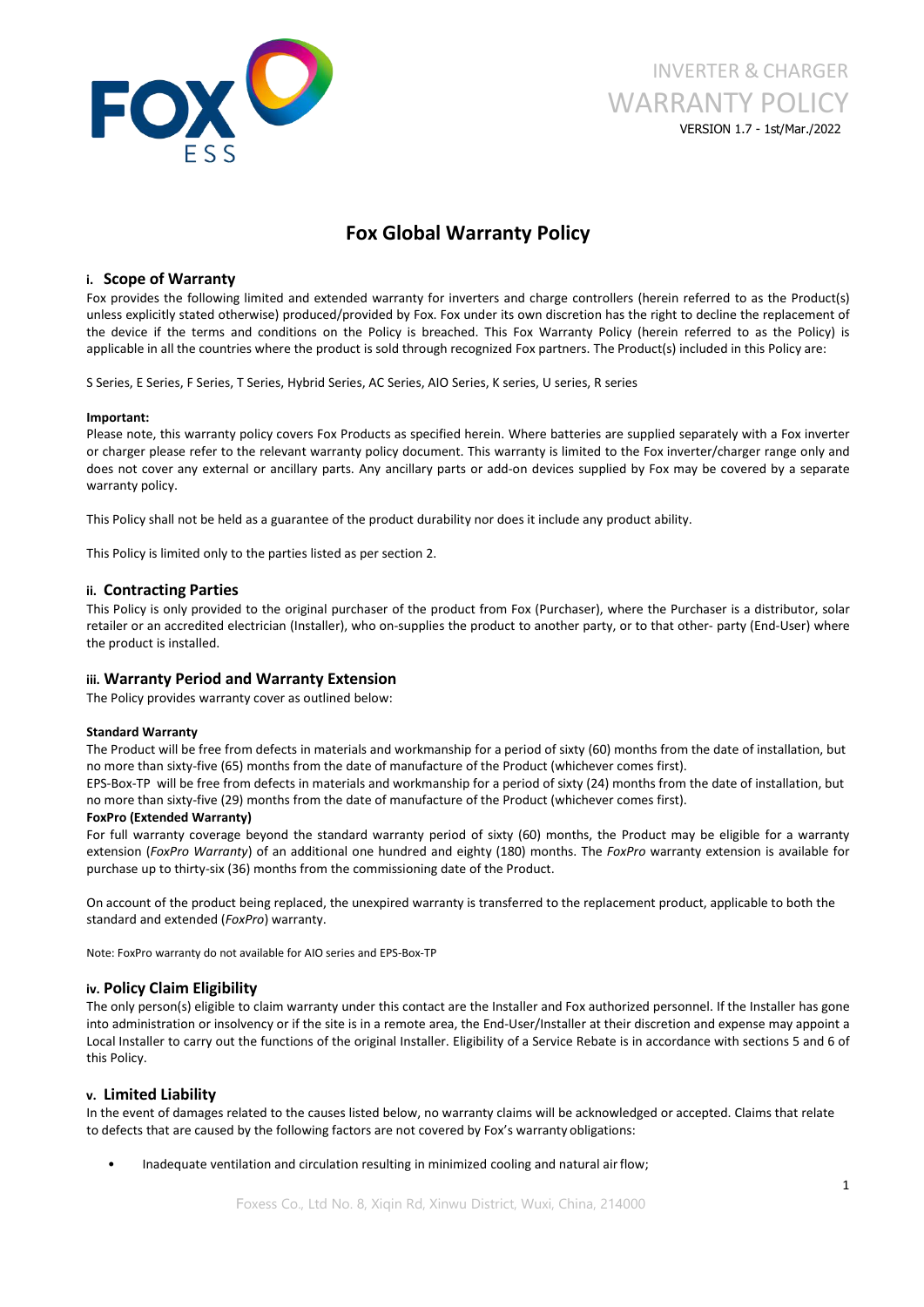INVERTER & CHARGER
WARRANTY POLICY
VERSION 1.7 - 1st/Mar./2022

# Fox Global Warranty Policy

## i. Scope of Warranty

Fox provides the following limited and extended warranty for inverters and charge controllers (herein referred to as the Product(s) unless explicitly stated otherwise) produced/provided by Fox. Fox under its own discretion has the right to decline the replacement of the device if the terms and conditions on the Policy is breached. This Fox Warranty Policy (herein referred to as the Policy) is applicable in all the countries where the product is sold through recognized Fox partners. The Product(s) included in this Policy are:

S Series, E Series, F Series, T Series, Hybrid Series, AC Series, AIO Series, K series, U series, R series

**Important:**

Please note, this warranty policy covers Fox Products as specified herein. Where batteries are supplied separately with a Fox inverter or charger please refer to the relevant warranty policy document. This warranty is limited to the Fox inverter/charger range only and does not cover any external or ancillary parts. Any ancillary parts or add-on devices supplied by Fox may be covered by a separate warranty policy.

This Policy shall not be held as a guarantee of the product durability nor does it include any product ability.

This Policy is limited only to the parties listed as per section 2.

## ii. Contracting Parties

This Policy is only provided to the original purchaser of the product from Fox (Purchaser), where the Purchaser is a distributor, solar retailer or an accredited electrician (Installer), who on-supplies the product to another party, or to that other- party (End-User) where the product is installed.

## iii. Warranty Period and Warranty Extension

The Policy provides warranty cover as outlined below:

**Standard Warranty**

The Product will be free from defects in materials and workmanship for a period of sixty (60) months from the date of installation, but no more than sixty-five (65) months from the date of manufacture of the Product (whichever comes first).

EPS-Box-TP will be free from defects in materials and workmanship for a period of sixty (24) months from the date of installation, but no more than sixty-five (29) months from the date of manufacture of the Product (whichever comes first).

**FoxPro (Extended Warranty)**

For full warranty coverage beyond the standard warranty period of sixty (60) months, the Product may be eligible for a warranty extension (*FoxPro Warranty*) of an additional one hundred and eighty (180) months. The *FoxPro* warranty extension is available for purchase up to thirty-six (36) months from the commissioning date of the Product.

On account of the product being replaced, the unexpired warranty is transferred to the replacement product, applicable to both the standard and extended (*FoxPro*) warranty.

Note: FoxPro warranty do not available for AIO series and EPS-Box-TP

## iv. Policy Claim Eligibility

The only person(s) eligible to claim warranty under this contact are the Installer and Fox authorized personnel. If the Installer has gone into administration or insolvency or if the site is in a remote area, the End-User/Installer at their discretion and expense may appoint a Local Installer to carry out the functions of the original Installer. Eligibility of a Service Rebate is in accordance with sections 5 and 6 of this Policy.

## v. Limited Liability

In the event of damages related to the causes listed below, no warranty claims will be acknowledged or accepted. Claims that relate to defects that are caused by the following factors are not covered by Fox's warranty obligations:

- Inadequate ventilation and circulation resulting in minimized cooling and natural air flow;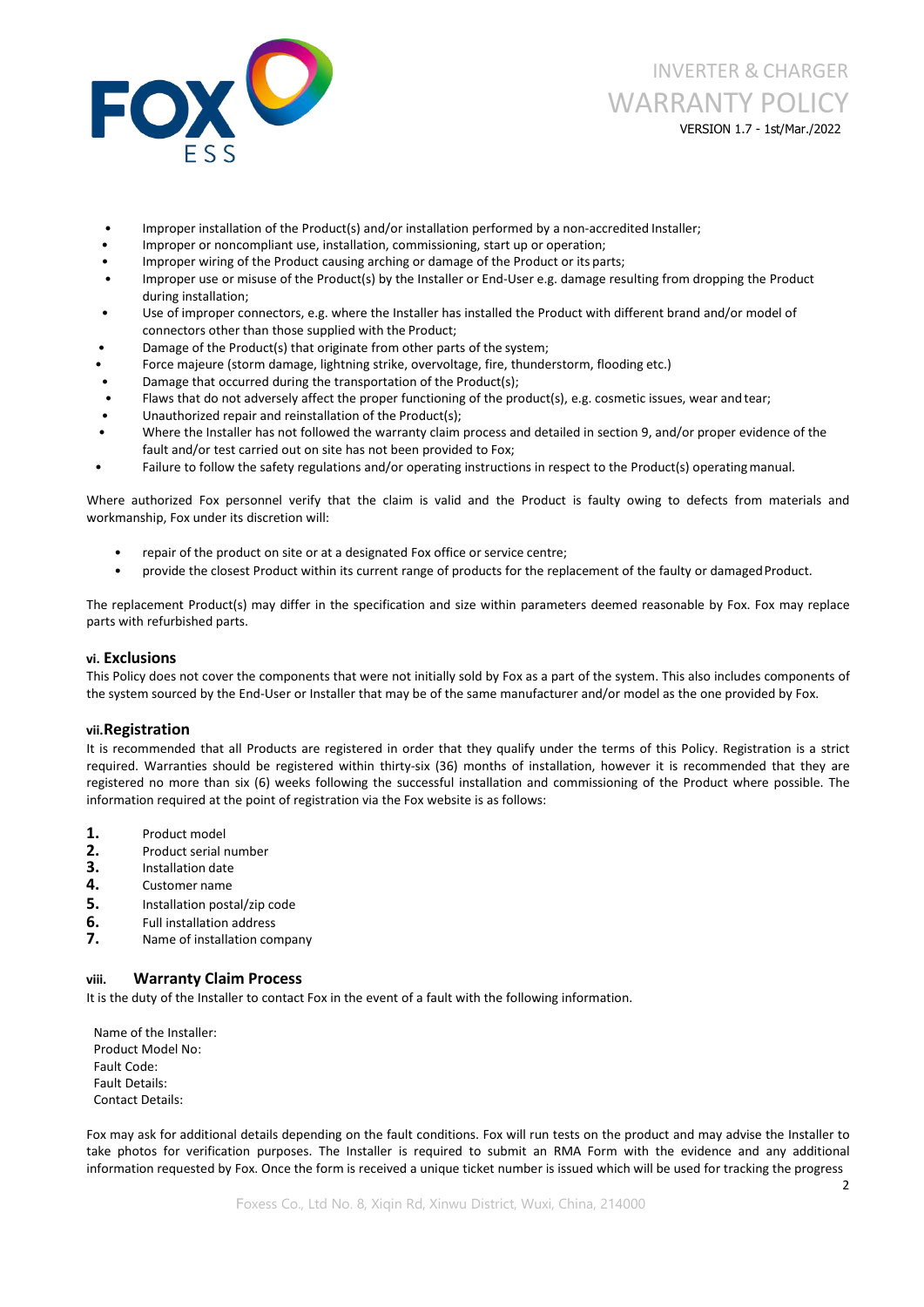- Improper installation of the Product(s) and/or installation performed by a non-accredited Installer;
- Improper or noncompliant use, installation, commissioning, start up or operation;
- Improper wiring of the Product causing arching or damage of the Product or its parts;
- Improper use or misuse of the Product(s) by the Installer or End-User e.g. damage resulting from dropping the Product during installation;
- Use of improper connectors, e.g. where the Installer has installed the Product with different brand and/or model of connectors other than those supplied with the Product;
- Damage of the Product(s) that originate from other parts of the system;
- Force majeure (storm damage, lightning strike, overvoltage, fire, thunderstorm, flooding etc.)
- Damage that occurred during the transportation of the Product(s);
- Flaws that do not adversely affect the proper functioning of the product(s), e.g. cosmetic issues, wear and tear;
- Unauthorized repair and reinstallation of the Product(s);
- Where the Installer has not followed the warranty claim process and detailed in section 9, and/or proper evidence of the fault and/or test carried out on site has not been provided to Fox;
- Failure to follow the safety regulations and/or operating instructions in respect to the Product(s) operating manual.

Where authorized Fox personnel verify that the claim is valid and the Product is faulty owing to defects from materials and workmanship, Fox under its discretion will:

- repair of the product on site or at a designated Fox office or service centre;
- provide the closest Product within its current range of products for the replacement of the faulty or damaged Product.

The replacement Product(s) may differ in the specification and size within parameters deemed reasonable by Fox. Fox may replace parts with refurbished parts.

### vi. Exclusions

This Policy does not cover the components that were not initially sold by Fox as a part of the system. This also includes components of the system sourced by the End-User or Installer that may be of the same manufacturer and/or model as the one provided by Fox.

### vii. Registration

It is recommended that all Products are registered in order that they qualify under the terms of this Policy. Registration is a strict required. Warranties should be registered within thirty-six (36) months of installation, however it is recommended that they are registered no more than six (6) weeks following the successful installation and commissioning of the Product where possible. The information required at the point of registration via the Fox website is as follows:

1. Product model
2. Product serial number
3. Installation date
4. Customer name
5. Installation postal/zip code
6. Full installation address
7. Name of installation company

### viii. Warranty Claim Process

It is the duty of the Installer to contact Fox in the event of a fault with the following information.

Name of the Installer:
Product Model No:
Fault Code:
Fault Details:
Contact Details:

Fox may ask for additional details depending on the fault conditions. Fox will run tests on the product and may advise the Installer to take photos for verification purposes. The Installer is required to submit an RMA Form with the evidence and any additional information requested by Fox. Once the form is received a unique ticket number is issued which will be used for tracking the progress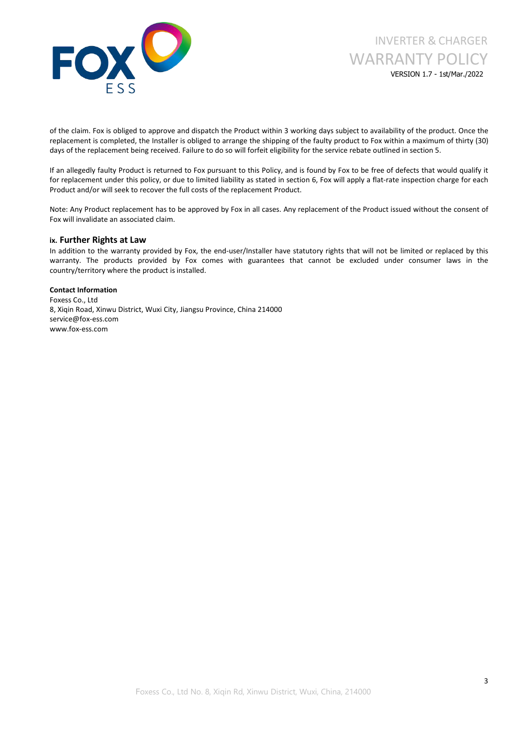of the claim. Fox is obliged to approve and dispatch the Product within 3 working days subject to availability of the product. Once the replacement is completed, the Installer is obliged to arrange the shipping of the faulty product to Fox within a maximum of thirty (30) days of the replacement being received. Failure to do so will forfeit eligibility for the service rebate outlined in section 5.

If an allegedly faulty Product is returned to Fox pursuant to this Policy, and is found by Fox to be free of defects that would qualify it for replacement under this policy, or due to limited liability as stated in section 6, Fox will apply a flat-rate inspection charge for each Product and/or will seek to recover the full costs of the replacement Product.

Note: Any Product replacement has to be approved by Fox in all cases. Any replacement of the Product issued without the consent of Fox will invalidate an associated claim.

### ix. Further Rights at Law

In addition to the warranty provided by Fox, the end-user/Installer have statutory rights that will not be limited or replaced by this warranty. The products provided by Fox comes with guarantees that cannot be excluded under consumer laws in the country/territory where the product is installed.

**Contact Information**

Foxess Co., Ltd
8, Xiqin Road, Xinwu District, Wuxi City, Jiangsu Province, China 214000
service@fox-ess.com
www.fox-ess.com